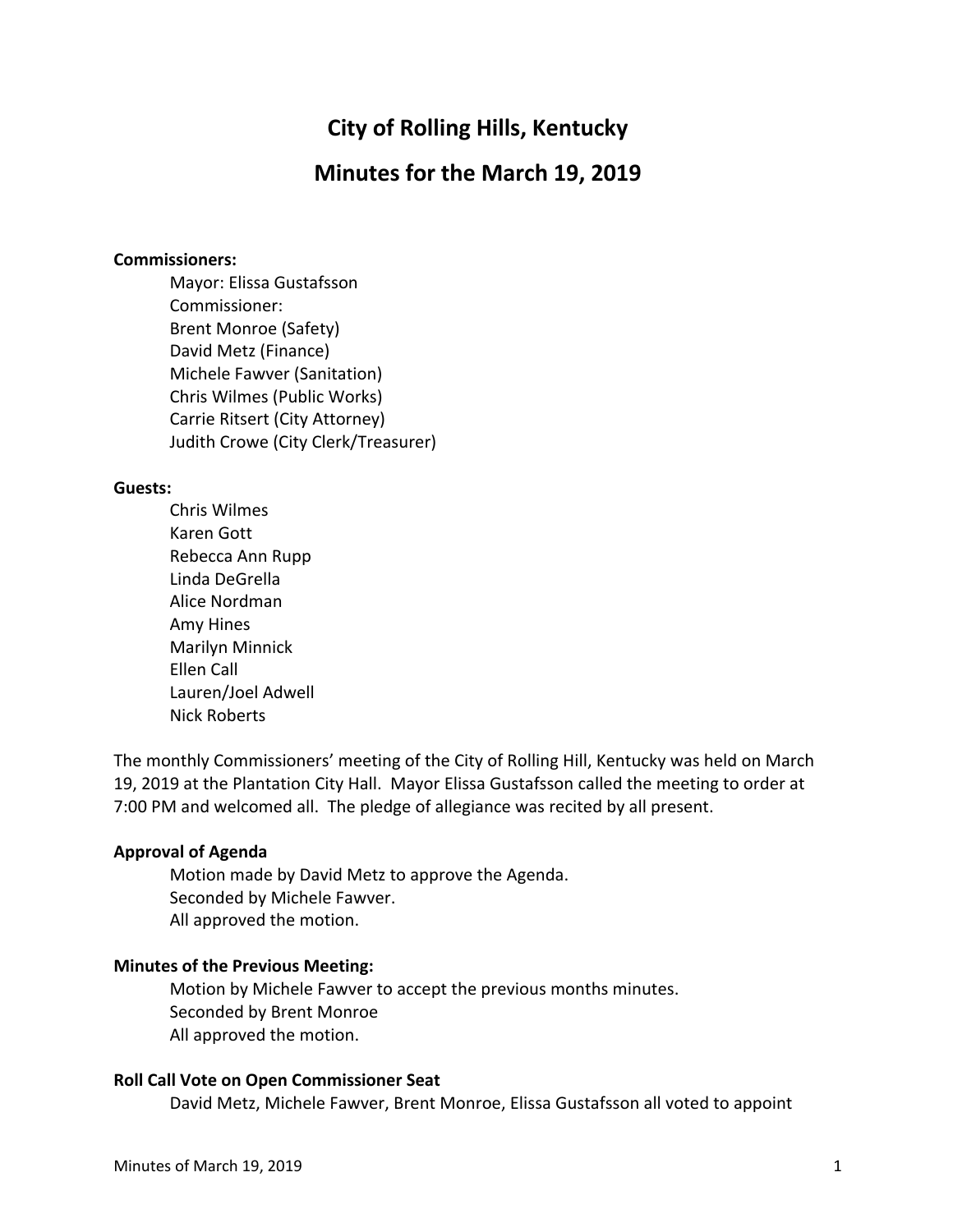# City of Rolling Hills, Kentucky

## Minutes for the March 19, 2019

**Commissioners:**

Mayor: Elissa Gustafsson
Commissioner:
Brent Monroe (Safety)
David Metz (Finance)
Michele Fawver (Sanitation)
Chris Wilmes (Public Works)
Carrie Ritsert (City Attorney)
Judith Crowe (City Clerk/Treasurer)

**Guests:**

Chris Wilmes
Karen Gott
Rebecca Ann Rupp
Linda DeGrella
Alice Nordman
Amy Hines
Marilyn Minnick
Ellen Call
Lauren/Joel Adwell
Nick Roberts

The monthly Commissioners' meeting of the City of Rolling Hill, Kentucky was held on March 19, 2019 at the Plantation City Hall. Mayor Elissa Gustafsson called the meeting to order at 7:00 PM and welcomed all. The pledge of allegiance was recited by all present.

**Approval of Agenda**

Motion made by David Metz to approve the Agenda.
Seconded by Michele Fawver.
All approved the motion.

**Minutes of the Previous Meeting:**

Motion by Michele Fawver to accept the previous months minutes.
Seconded by Brent Monroe
All approved the motion.

**Roll Call Vote on Open Commissioner Seat**

David Metz, Michele Fawver, Brent Monroe, Elissa Gustafsson all voted to appoint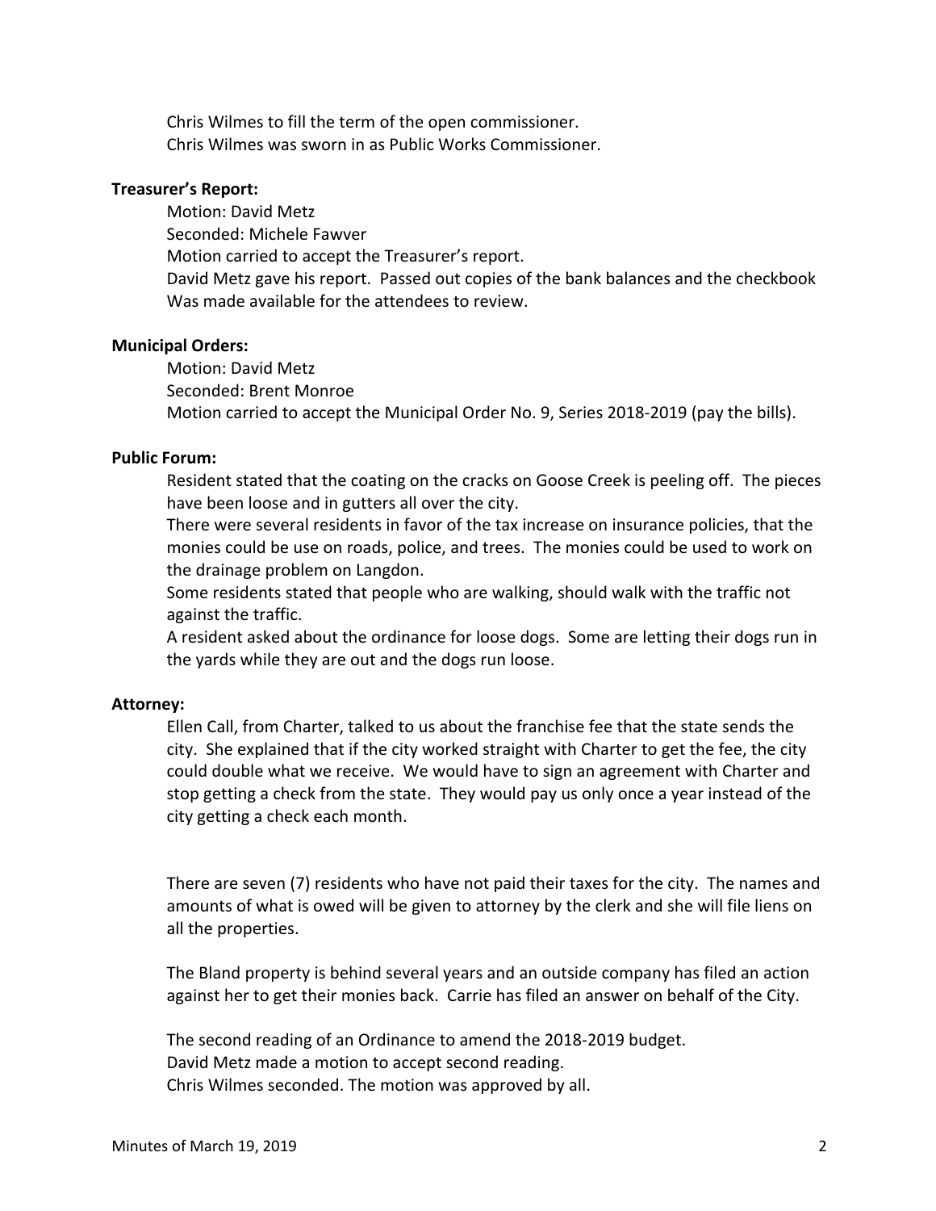Chris Wilmes to fill the term of the open commissioner.
Chris Wilmes was sworn in as Public Works Commissioner.

**Treasurer's Report:**

Motion: David Metz
Seconded: Michele Fawver
Motion carried to accept the Treasurer's report.
David Metz gave his report. Passed out copies of the bank balances and the checkbook Was made available for the attendees to review.

**Municipal Orders:**

Motion: David Metz
Seconded: Brent Monroe
Motion carried to accept the Municipal Order No. 9, Series 2018-2019 (pay the bills).

**Public Forum:**

Resident stated that the coating on the cracks on Goose Creek is peeling off. The pieces have been loose and in gutters all over the city.
There were several residents in favor of the tax increase on insurance policies, that the monies could be use on roads, police, and trees. The monies could be used to work on the drainage problem on Langdon.
Some residents stated that people who are walking, should walk with the traffic not against the traffic.
A resident asked about the ordinance for loose dogs. Some are letting their dogs run in the yards while they are out and the dogs run loose.

**Attorney:**

Ellen Call, from Charter, talked to us about the franchise fee that the state sends the city. She explained that if the city worked straight with Charter to get the fee, the city could double what we receive. We would have to sign an agreement with Charter and stop getting a check from the state. They would pay us only once a year instead of the city getting a check each month.

There are seven (7) residents who have not paid their taxes for the city. The names and amounts of what is owed will be given to attorney by the clerk and she will file liens on all the properties.

The Bland property is behind several years and an outside company has filed an action against her to get their monies back. Carrie has filed an answer on behalf of the City.

The second reading of an Ordinance to amend the 2018-2019 budget.
David Metz made a motion to accept second reading.
Chris Wilmes seconded. The motion was approved by all.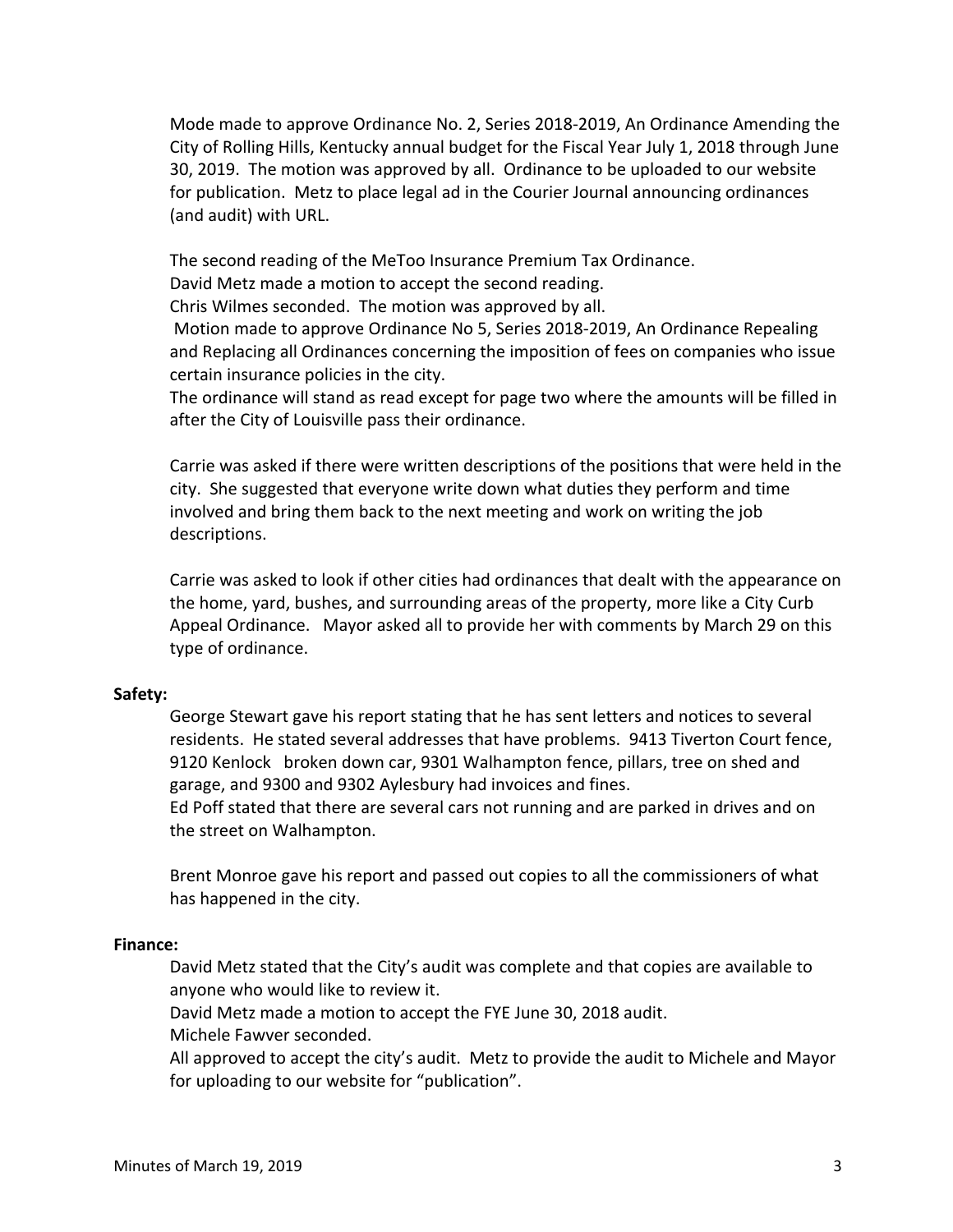Mode made to approve Ordinance No. 2, Series 2018-2019, An Ordinance Amending the City of Rolling Hills, Kentucky annual budget for the Fiscal Year July 1, 2018 through June 30, 2019. The motion was approved by all. Ordinance to be uploaded to our website for publication. Metz to place legal ad in the Courier Journal announcing ordinances (and audit) with URL.

The second reading of the MeToo Insurance Premium Tax Ordinance.
David Metz made a motion to accept the second reading.
Chris Wilmes seconded. The motion was approved by all.
Motion made to approve Ordinance No 5, Series 2018-2019, An Ordinance Repealing and Replacing all Ordinances concerning the imposition of fees on companies who issue certain insurance policies in the city.
The ordinance will stand as read except for page two where the amounts will be filled in after the City of Louisville pass their ordinance.

Carrie was asked if there were written descriptions of the positions that were held in the city. She suggested that everyone write down what duties they perform and time involved and bring them back to the next meeting and work on writing the job descriptions.

Carrie was asked to look if other cities had ordinances that dealt with the appearance on the home, yard, bushes, and surrounding areas of the property, more like a City Curb Appeal Ordinance. Mayor asked all to provide her with comments by March 29 on this type of ordinance.

**Safety:**

George Stewart gave his report stating that he has sent letters and notices to several residents. He stated several addresses that have problems. 9413 Tiverton Court fence, 9120 Kenlock broken down car, 9301 Walhampton fence, pillars, tree on shed and garage, and 9300 and 9302 Aylesbury had invoices and fines.
Ed Poff stated that there are several cars not running and are parked in drives and on the street on Walhampton.

Brent Monroe gave his report and passed out copies to all the commissioners of what has happened in the city.

**Finance:**

David Metz stated that the City's audit was complete and that copies are available to anyone who would like to review it.
David Metz made a motion to accept the FYE June 30, 2018 audit.
Michele Fawver seconded.
All approved to accept the city's audit. Metz to provide the audit to Michele and Mayor for uploading to our website for "publication".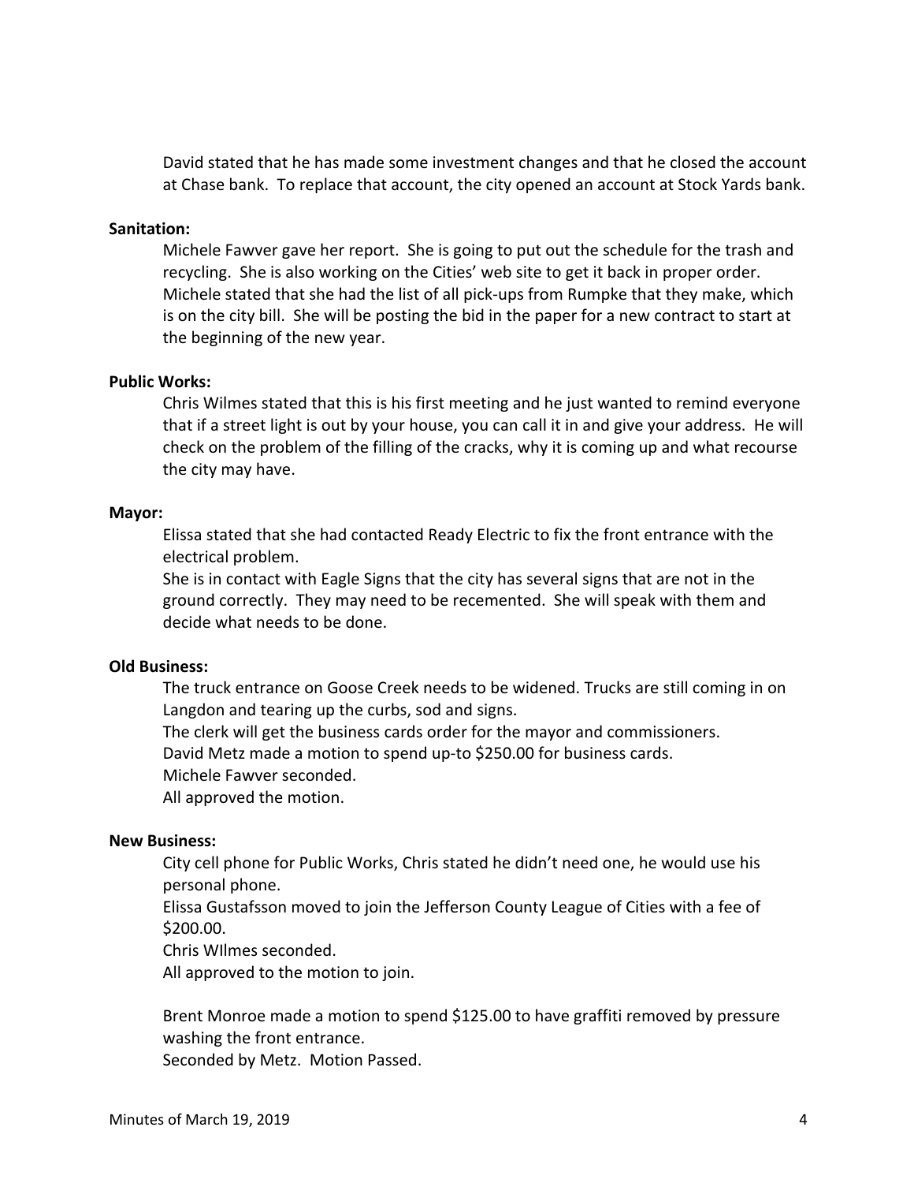David stated that he has made some investment changes and that he closed the account at Chase bank. To replace that account, the city opened an account at Stock Yards bank.

**Sanitation:**

Michele Fawver gave her report. She is going to put out the schedule for the trash and recycling. She is also working on the Cities' web site to get it back in proper order. Michele stated that she had the list of all pick-ups from Rumpke that they make, which is on the city bill. She will be posting the bid in the paper for a new contract to start at the beginning of the new year.

**Public Works:**

Chris Wilmes stated that this is his first meeting and he just wanted to remind everyone that if a street light is out by your house, you can call it in and give your address. He will check on the problem of the filling of the cracks, why it is coming up and what recourse the city may have.

**Mayor:**

Elissa stated that she had contacted Ready Electric to fix the front entrance with the electrical problem.
She is in contact with Eagle Signs that the city has several signs that are not in the ground correctly. They may need to be recemented. She will speak with them and decide what needs to be done.

**Old Business:**

The truck entrance on Goose Creek needs to be widened. Trucks are still coming in on Langdon and tearing up the curbs, sod and signs.
The clerk will get the business cards order for the mayor and commissioners.
David Metz made a motion to spend up-to $250.00 for business cards.
Michele Fawver seconded.
All approved the motion.

**New Business:**

City cell phone for Public Works, Chris stated he didn't need one, he would use his personal phone.
Elissa Gustafsson moved to join the Jefferson County League of Cities with a fee of $200.00.
Chris WIlmes seconded.
All approved to the motion to join.

Brent Monroe made a motion to spend $125.00 to have graffiti removed by pressure washing the front entrance.
Seconded by Metz. Motion Passed.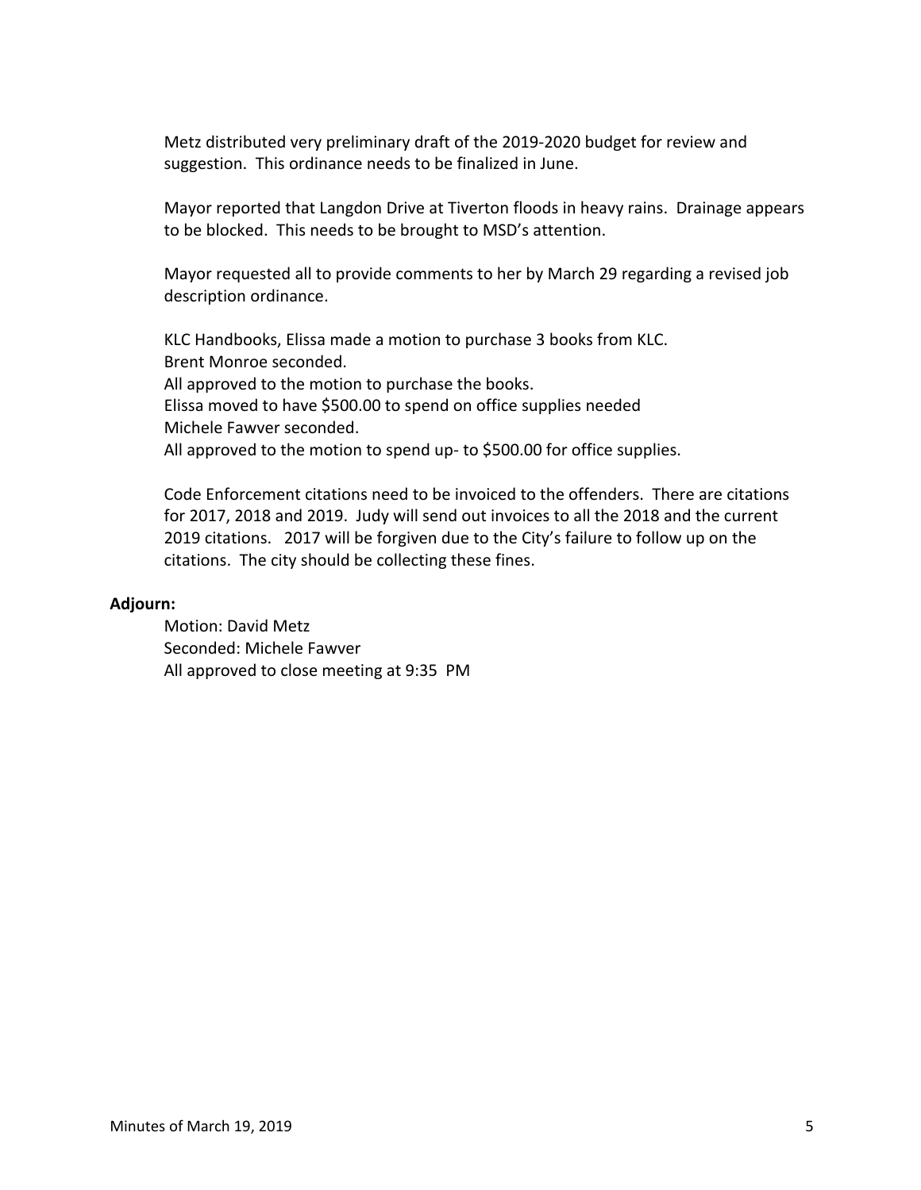Metz distributed very preliminary draft of the 2019-2020 budget for review and suggestion. This ordinance needs to be finalized in June.

Mayor reported that Langdon Drive at Tiverton floods in heavy rains. Drainage appears to be blocked. This needs to be brought to MSD's attention.

Mayor requested all to provide comments to her by March 29 regarding a revised job description ordinance.

KLC Handbooks, Elissa made a motion to purchase 3 books from KLC.
Brent Monroe seconded.
All approved to the motion to purchase the books.
Elissa moved to have $500.00 to spend on office supplies needed
Michele Fawver seconded.
All approved to the motion to spend up- to $500.00 for office supplies.

Code Enforcement citations need to be invoiced to the offenders. There are citations for 2017, 2018 and 2019. Judy will send out invoices to all the 2018 and the current 2019 citations. 2017 will be forgiven due to the City's failure to follow up on the citations. The city should be collecting these fines.

**Adjourn:**

Motion: David Metz
Seconded: Michele Fawver
All approved to close meeting at 9:35 PM